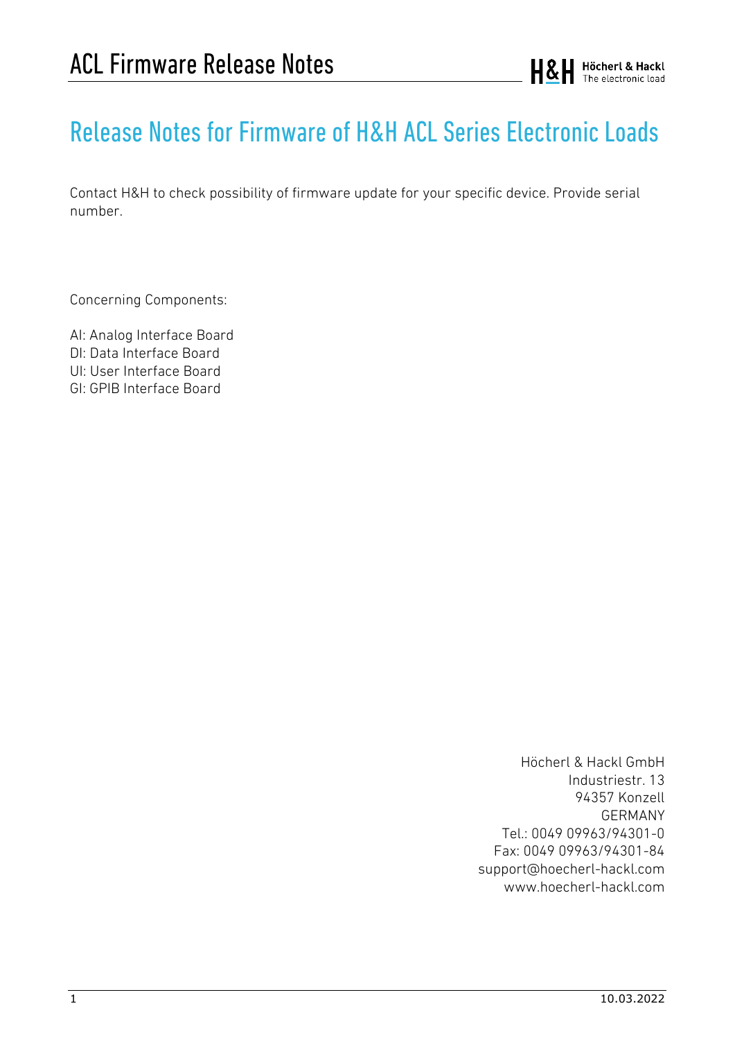# Release Notes for Firmware of H&H ACL Series Electronic Loads

Contact H&H to check possibility of firmware update for your specific device. Provide serial number.

Concerning Components:

AI: Analog Interface Board
DI: Data Interface Board
UI: User Interface Board
GI: GPIB Interface Board

Höcherl & Hackl GmbH
Industriestr. 13
94357 Konzell
GERMANY
Tel.: 0049 09963/94301-0
Fax: 0049 09963/94301-84
support@hoecherl-hackl.com
www.hoecherl-hackl.com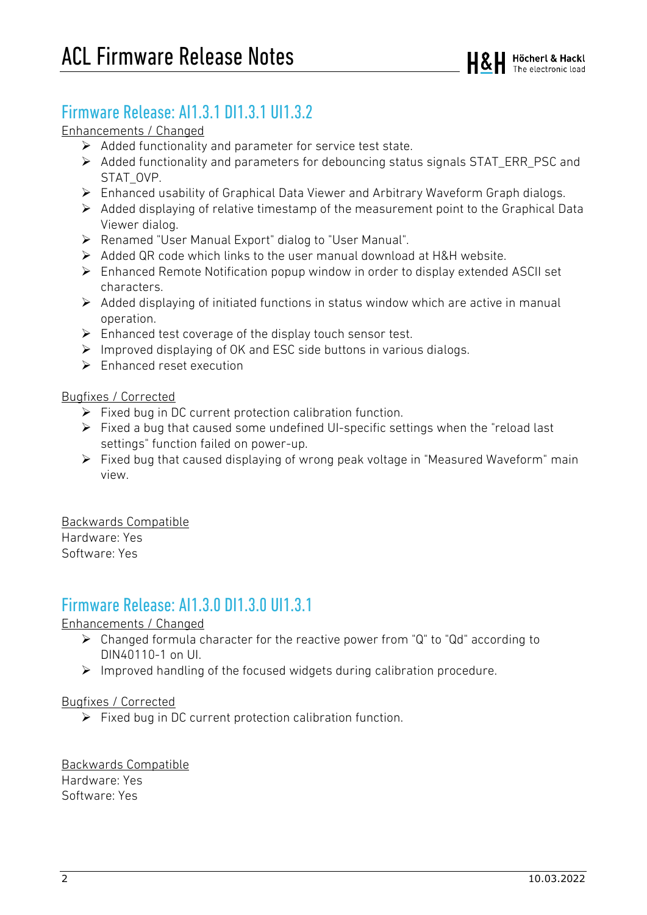## Firmware Release: AI1.3.1 DI1.3.1 UI1.3.2

Enhancements / Changed

- Added functionality and parameter for service test state.
- Added functionality and parameters for debouncing status signals STAT_ERR_PSC and STAT_OVP.
- Enhanced usability of Graphical Data Viewer and Arbitrary Waveform Graph dialogs.
- Added displaying of relative timestamp of the measurement point to the Graphical Data Viewer dialog.
- Renamed "User Manual Export" dialog to "User Manual".
- Added QR code which links to the user manual download at H&H website.
- Enhanced Remote Notification popup window in order to display extended ASCII set characters.
- Added displaying of initiated functions in status window which are active in manual operation.
- Enhanced test coverage of the display touch sensor test.
- Improved displaying of OK and ESC side buttons in various dialogs.
- Enhanced reset execution

Bugfixes / Corrected

- Fixed bug in DC current protection calibration function.
- Fixed a bug that caused some undefined UI-specific settings when the "reload last settings" function failed on power-up.
- Fixed bug that caused displaying of wrong peak voltage in "Measured Waveform" main view.

Backwards Compatible
Hardware: Yes
Software: Yes

## Firmware Release: AI1.3.0 DI1.3.0 UI1.3.1

Enhancements / Changed

- Changed formula character for the reactive power from "Q" to "Qd" according to DIN40110-1 on UI.
- Improved handling of the focused widgets during calibration procedure.

Bugfixes / Corrected

- Fixed bug in DC current protection calibration function.

Backwards Compatible
Hardware: Yes
Software: Yes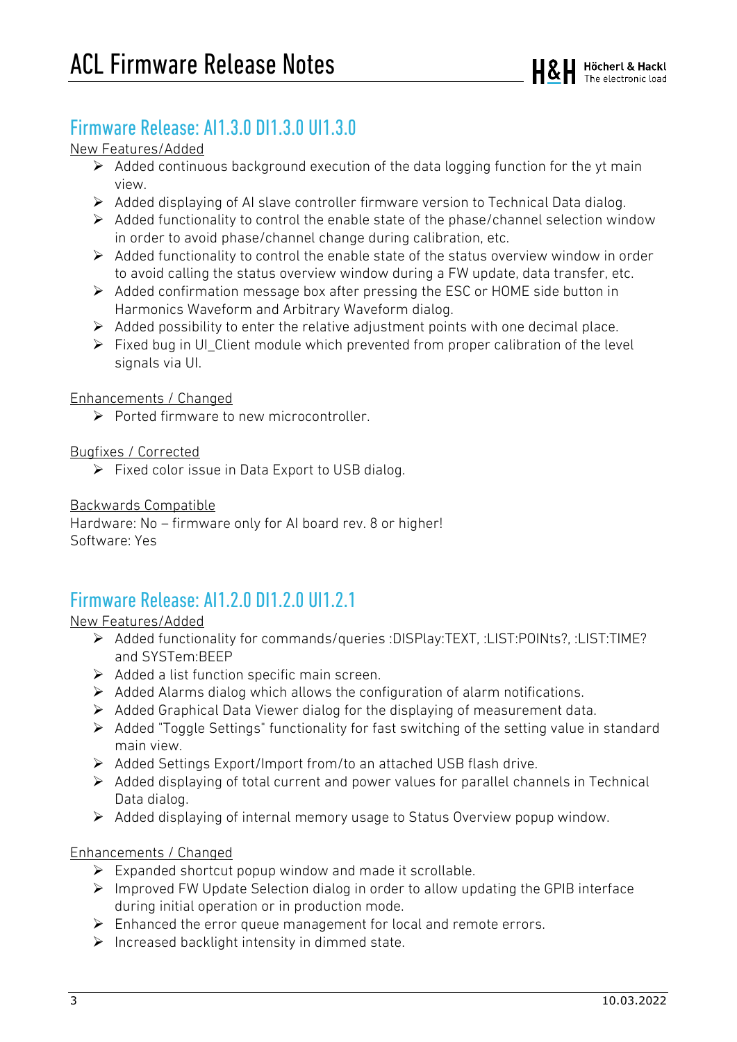## Firmware Release: AI1.3.0 DI1.3.0 UI1.3.0

New Features/Added

- Added continuous background execution of the data logging function for the yt main view.
- Added displaying of AI slave controller firmware version to Technical Data dialog.
- Added functionality to control the enable state of the phase/channel selection window in order to avoid phase/channel change during calibration, etc.
- Added functionality to control the enable state of the status overview window in order to avoid calling the status overview window during a FW update, data transfer, etc.
- Added confirmation message box after pressing the ESC or HOME side button in Harmonics Waveform and Arbitrary Waveform dialog.
- Added possibility to enter the relative adjustment points with one decimal place.
- Fixed bug in UI_Client module which prevented from proper calibration of the level signals via UI.

Enhancements / Changed

- Ported firmware to new microcontroller.

Bugfixes / Corrected

- Fixed color issue in Data Export to USB dialog.

Backwards Compatible

Hardware: No – firmware only for AI board rev. 8 or higher!
Software: Yes

## Firmware Release: AI1.2.0 DI1.2.0 UI1.2.1

New Features/Added

- Added functionality for commands/queries :DISPlay:TEXT, :LIST:POINts?, :LIST:TIME? and SYSTem:BEEP
- Added a list function specific main screen.
- Added Alarms dialog which allows the configuration of alarm notifications.
- Added Graphical Data Viewer dialog for the displaying of measurement data.
- Added "Toggle Settings" functionality for fast switching of the setting value in standard main view.
- Added Settings Export/Import from/to an attached USB flash drive.
- Added displaying of total current and power values for parallel channels in Technical Data dialog.
- Added displaying of internal memory usage to Status Overview popup window.

Enhancements / Changed

- Expanded shortcut popup window and made it scrollable.
- Improved FW Update Selection dialog in order to allow updating the GPIB interface during initial operation or in production mode.
- Enhanced the error queue management for local and remote errors.
- Increased backlight intensity in dimmed state.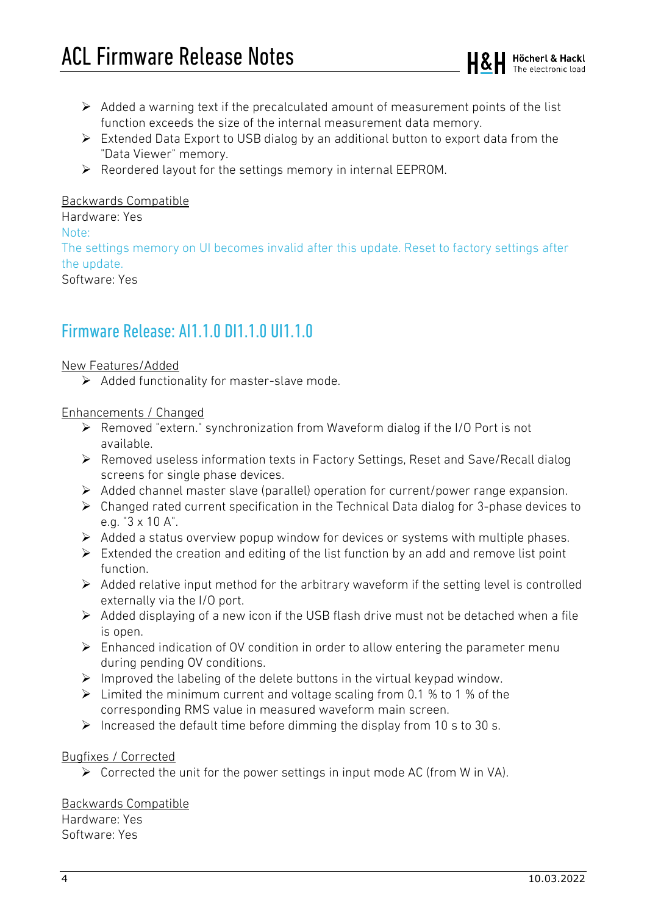- Added a warning text if the precalculated amount of measurement points of the list function exceeds the size of the internal measurement data memory.
- Extended Data Export to USB dialog by an additional button to export data from the "Data Viewer" memory.
- Reordered layout for the settings memory in internal EEPROM.

Backwards Compatible

Hardware: Yes

Note:

The settings memory on UI becomes invalid after this update. Reset to factory settings after the update.

Software: Yes

## Firmware Release: AI1.1.0 DI1.1.0 UI1.1.0

New Features/Added

- Added functionality for master-slave mode.

Enhancements / Changed

- Removed "extern." synchronization from Waveform dialog if the I/O Port is not available.
- Removed useless information texts in Factory Settings, Reset and Save/Recall dialog screens for single phase devices.
- Added channel master slave (parallel) operation for current/power range expansion.
- Changed rated current specification in the Technical Data dialog for 3-phase devices to e.g. "3 x 10 A".
- Added a status overview popup window for devices or systems with multiple phases.
- Extended the creation and editing of the list function by an add and remove list point function.
- Added relative input method for the arbitrary waveform if the setting level is controlled externally via the I/O port.
- Added displaying of a new icon if the USB flash drive must not be detached when a file is open.
- Enhanced indication of OV condition in order to allow entering the parameter menu during pending OV conditions.
- Improved the labeling of the delete buttons in the virtual keypad window.
- Limited the minimum current and voltage scaling from 0.1 % to 1 % of the corresponding RMS value in measured waveform main screen.
- Increased the default time before dimming the display from 10 s to 30 s.

Bugfixes / Corrected

- Corrected the unit for the power settings in input mode AC (from W in VA).

Backwards Compatible

Hardware: Yes

Software: Yes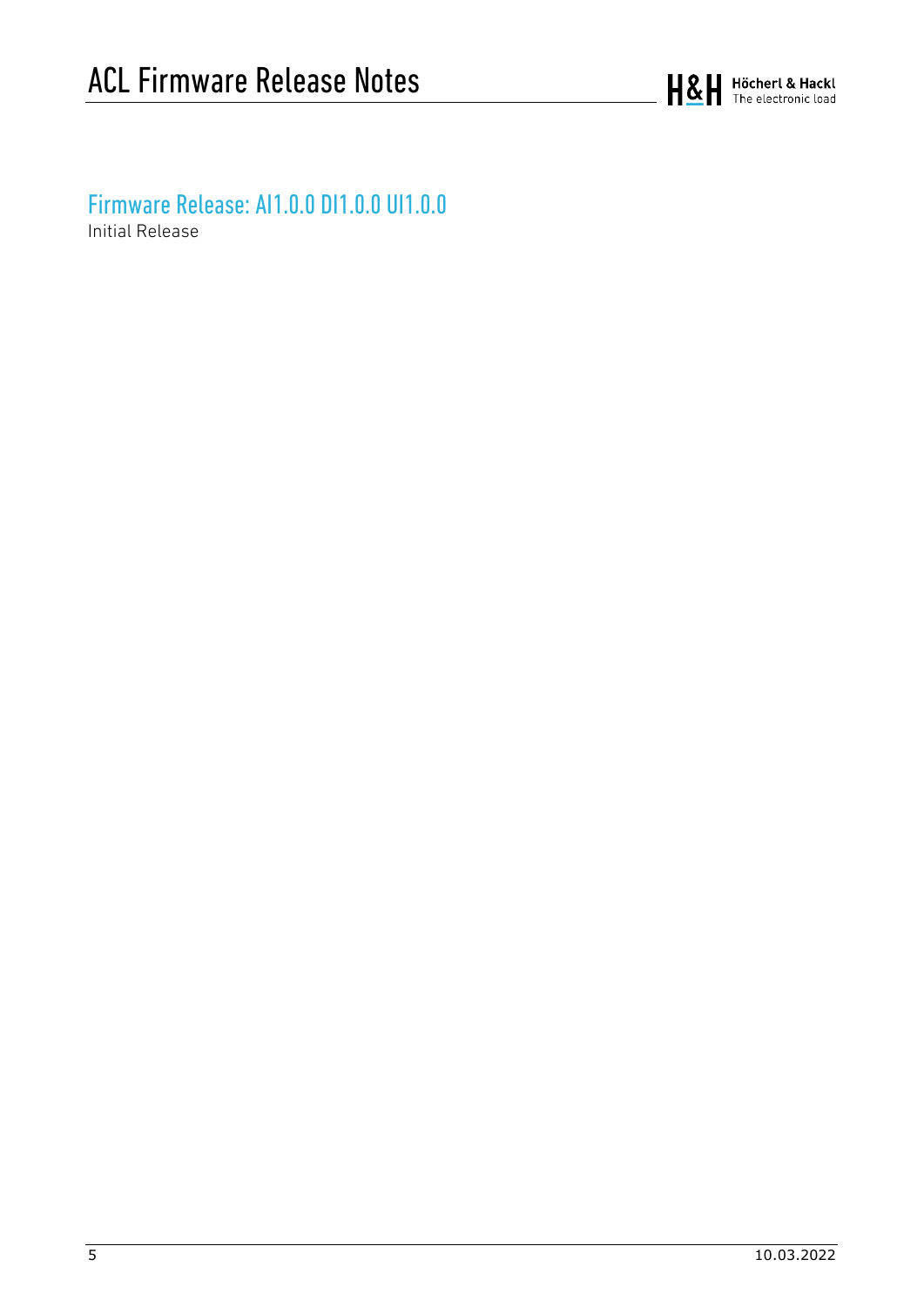## Firmware Release: AI1.0.0 DI1.0.0 UI1.0.0

Initial Release